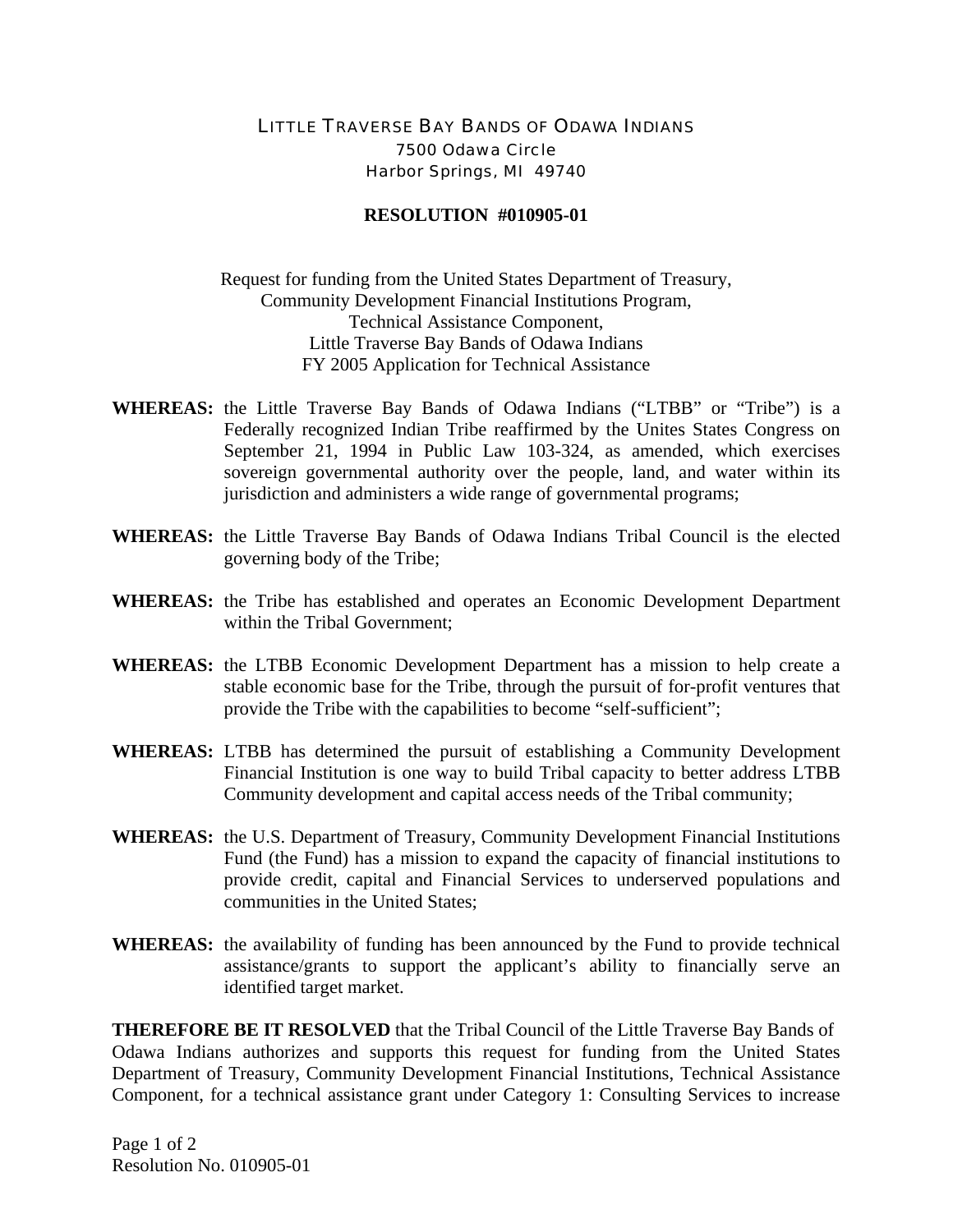LITTLE TRAVERSE BAY BANDS OF ODAWA INDIANS
7500 Odawa Circle
Harbor Springs, MI 49740

**RESOLUTION #010905-01**

Request for funding from the United States Department of Treasury,
Community Development Financial Institutions Program,
Technical Assistance Component,
Little Traverse Bay Bands of Odawa Indians
FY 2005 Application for Technical Assistance

**WHEREAS:** the Little Traverse Bay Bands of Odawa Indians ("LTBB" or "Tribe") is a Federally recognized Indian Tribe reaffirmed by the Unites States Congress on September 21, 1994 in Public Law 103-324, as amended, which exercises sovereign governmental authority over the people, land, and water within its jurisdiction and administers a wide range of governmental programs;

**WHEREAS:** the Little Traverse Bay Bands of Odawa Indians Tribal Council is the elected governing body of the Tribe;

**WHEREAS:** the Tribe has established and operates an Economic Development Department within the Tribal Government;

**WHEREAS:** the LTBB Economic Development Department has a mission to help create a stable economic base for the Tribe, through the pursuit of for-profit ventures that provide the Tribe with the capabilities to become "self-sufficient";

**WHEREAS:** LTBB has determined the pursuit of establishing a Community Development Financial Institution is one way to build Tribal capacity to better address LTBB Community development and capital access needs of the Tribal community;

**WHEREAS:** the U.S. Department of Treasury, Community Development Financial Institutions Fund (the Fund) has a mission to expand the capacity of financial institutions to provide credit, capital and Financial Services to underserved populations and communities in the United States;

**WHEREAS:** the availability of funding has been announced by the Fund to provide technical assistance/grants to support the applicant's ability to financially serve an identified target market.

**THEREFORE BE IT RESOLVED** that the Tribal Council of the Little Traverse Bay Bands of Odawa Indians authorizes and supports this request for funding from the United States Department of Treasury, Community Development Financial Institutions, Technical Assistance Component, for a technical assistance grant under Category 1: Consulting Services to increase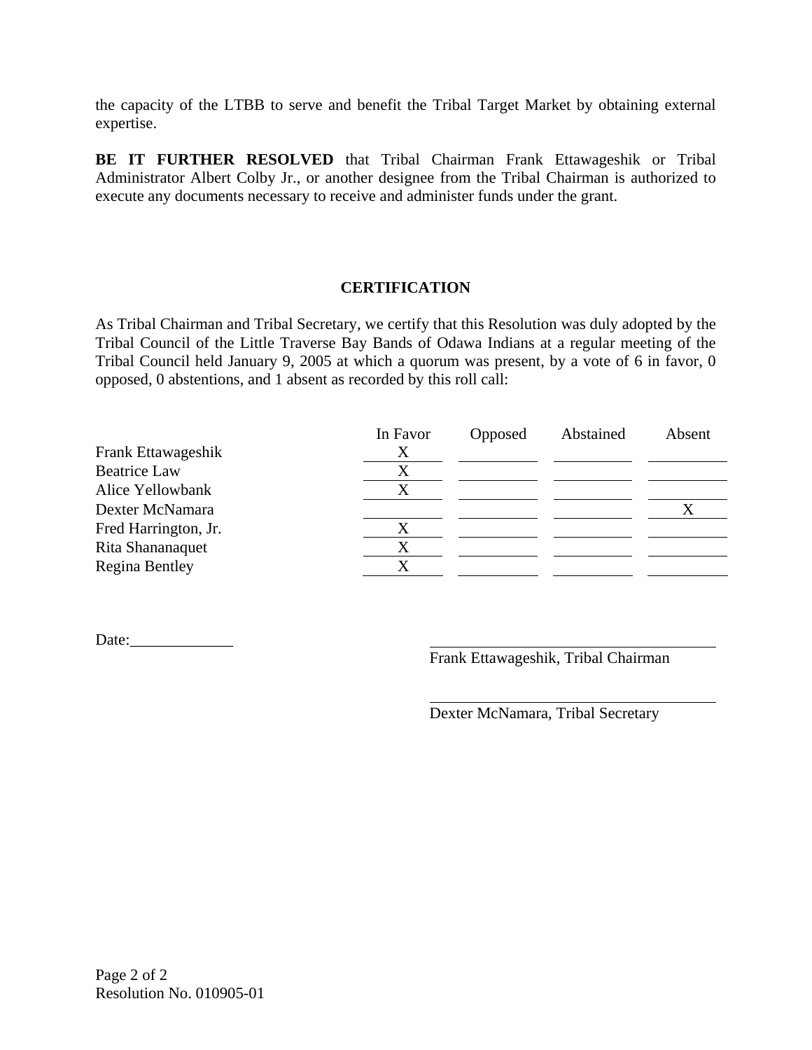the capacity of the LTBB to serve and benefit the Tribal Target Market by obtaining external expertise.

**BE IT FURTHER RESOLVED** that Tribal Chairman Frank Ettawageshik or Tribal Administrator Albert Colby Jr., or another designee from the Tribal Chairman is authorized to execute any documents necessary to receive and administer funds under the grant.

## CERTIFICATION

As Tribal Chairman and Tribal Secretary, we certify that this Resolution was duly adopted by the Tribal Council of the Little Traverse Bay Bands of Odawa Indians at a regular meeting of the Tribal Council held January 9, 2005 at which a quorum was present, by a vote of 6 in favor, 0 opposed, 0 abstentions, and 1 absent as recorded by this roll call:

| | In Favor | Opposed | Abstained | Absent |
|---|---|---|---|---|
| Frank Ettawageshik | X | | | |
| Beatrice Law | X | | | |
| Alice Yellowbank | X | | | |
| Dexter McNamara | | | | X |
| Fred Harrington, Jr. | X | | | |
| Rita Shananaquet | X | | | |
| Regina Bentley | X | | | |

Date:_____________

_____________________________________
Frank Ettawageshik, Tribal Chairman

_____________________________________
Dexter McNamara, Tribal Secretary

Resolution No. 010905-01